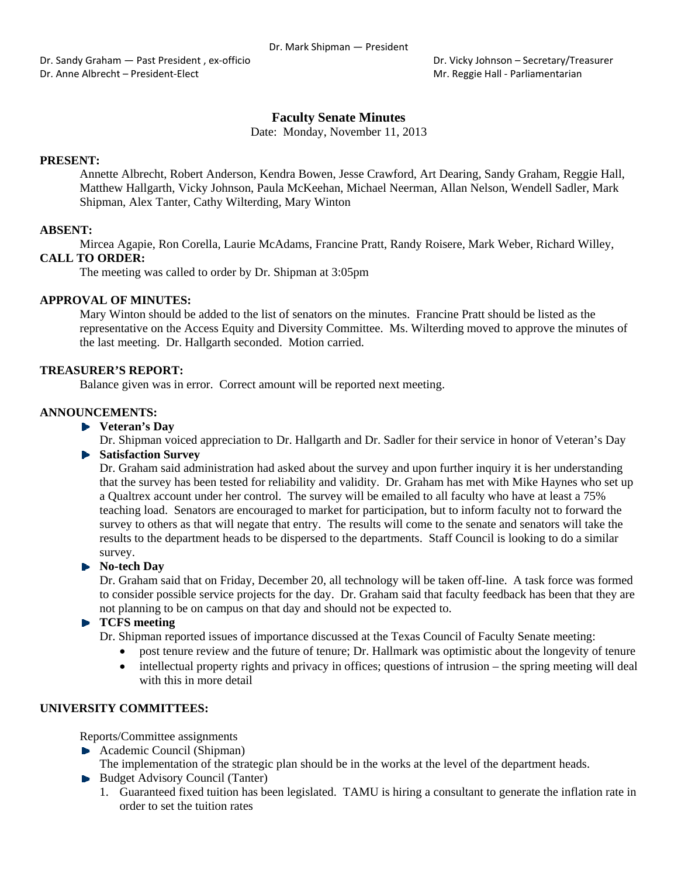Dr. Mark Shipman — President

Dr. Sandy Graham — Past President , ex-officio

Dr. Vicky Johnson – Secretary/Treasurer

Dr. Anne Albrecht – President-Elect

Mr. Reggie Hall - Parliamentarian

# Faculty Senate Minutes

Date: Monday, November 11, 2013

**PRESENT:**

Annette Albrecht, Robert Anderson, Kendra Bowen, Jesse Crawford, Art Dearing, Sandy Graham, Reggie Hall, Matthew Hallgarth, Vicky Johnson, Paula McKeehan, Michael Neerman, Allan Nelson, Wendell Sadler, Mark Shipman, Alex Tanter, Cathy Wilterding, Mary Winton

**ABSENT:**

Mircea Agapie, Ron Corella, Laurie McAdams, Francine Pratt, Randy Roisere, Mark Weber, Richard Willey,

**CALL TO ORDER:**

The meeting was called to order by Dr. Shipman at 3:05pm

**APPROVAL OF MINUTES:**

Mary Winton should be added to the list of senators on the minutes. Francine Pratt should be listed as the representative on the Access Equity and Diversity Committee. Ms. Wilterding moved to approve the minutes of the last meeting. Dr. Hallgarth seconded. Motion carried.

**TREASURER'S REPORT:**

Balance given was in error. Correct amount will be reported next meeting.

**ANNOUNCEMENTS:**

- **Veteran's Day**
  Dr. Shipman voiced appreciation to Dr. Hallgarth and Dr. Sadler for their service in honor of Veteran's Day
- **Satisfaction Survey**
  Dr. Graham said administration had asked about the survey and upon further inquiry it is her understanding that the survey has been tested for reliability and validity. Dr. Graham has met with Mike Haynes who set up a Qualtrex account under her control. The survey will be emailed to all faculty who have at least a 75% teaching load. Senators are encouraged to market for participation, but to inform faculty not to forward the survey to others as that will negate that entry. The results will come to the senate and senators will take the results to the department heads to be dispersed to the departments. Staff Council is looking to do a similar survey.
- **No-tech Day**
  Dr. Graham said that on Friday, December 20, all technology will be taken off-line. A task force was formed to consider possible service projects for the day. Dr. Graham said that faculty feedback has been that they are not planning to be on campus on that day and should not be expected to.
- **TCFS meeting**
  Dr. Shipman reported issues of importance discussed at the Texas Council of Faculty Senate meeting:
  - post tenure review and the future of tenure; Dr. Hallmark was optimistic about the longevity of tenure
  - intellectual property rights and privacy in offices; questions of intrusion – the spring meeting will deal with this in more detail

**UNIVERSITY COMMITTEES:**

Reports/Committee assignments

- Academic Council (Shipman)
  The implementation of the strategic plan should be in the works at the level of the department heads.
- Budget Advisory Council (Tanter)
  1. Guaranteed fixed tuition has been legislated. TAMU is hiring a consultant to generate the inflation rate in order to set the tuition rates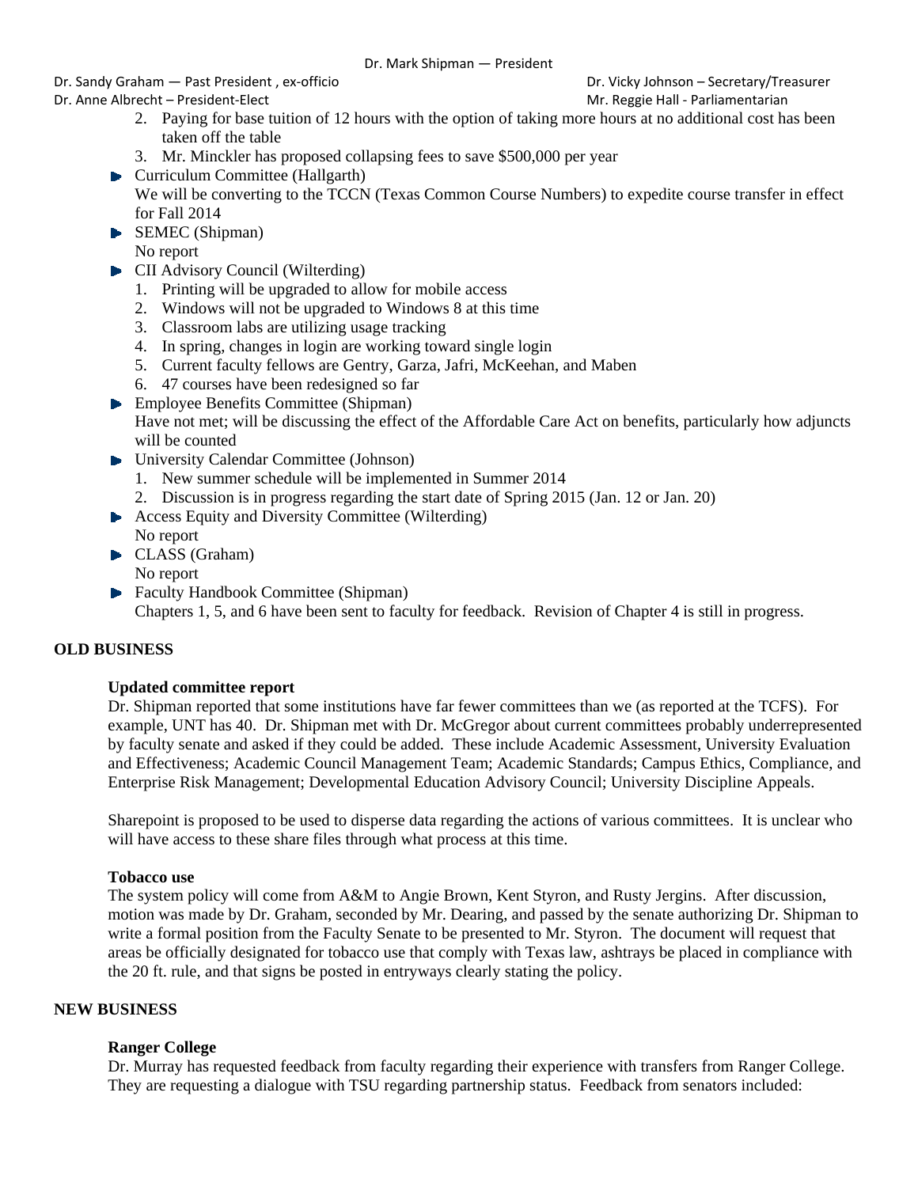2. Paying for base tuition of 12 hours with the option of taking more hours at no additional cost has been taken off the table
3. Mr. Minckler has proposed collapsing fees to save $500,000 per year

- Curriculum Committee (Hallgarth)
  We will be converting to the TCCN (Texas Common Course Numbers) to expedite course transfer in effect for Fall 2014
- SEMEC (Shipman)
  No report
- CII Advisory Council (Wilterding)
  1. Printing will be upgraded to allow for mobile access
  2. Windows will not be upgraded to Windows 8 at this time
  3. Classroom labs are utilizing usage tracking
  4. In spring, changes in login are working toward single login
  5. Current faculty fellows are Gentry, Garza, Jafri, McKeehan, and Maben
  6. 47 courses have been redesigned so far
- Employee Benefits Committee (Shipman)
  Have not met; will be discussing the effect of the Affordable Care Act on benefits, particularly how adjuncts will be counted
- University Calendar Committee (Johnson)
  1. New summer schedule will be implemented in Summer 2014
  2. Discussion is in progress regarding the start date of Spring 2015 (Jan. 12 or Jan. 20)
- Access Equity and Diversity Committee (Wilterding)
  No report
- CLASS (Graham)
  No report
- Faculty Handbook Committee (Shipman)
  Chapters 1, 5, and 6 have been sent to faculty for feedback. Revision of Chapter 4 is still in progress.

## OLD BUSINESS

### Updated committee report

Dr. Shipman reported that some institutions have far fewer committees than we (as reported at the TCFS). For example, UNT has 40. Dr. Shipman met with Dr. McGregor about current committees probably underrepresented by faculty senate and asked if they could be added. These include Academic Assessment, University Evaluation and Effectiveness; Academic Council Management Team; Academic Standards; Campus Ethics, Compliance, and Enterprise Risk Management; Developmental Education Advisory Council; University Discipline Appeals.

Sharepoint is proposed to be used to disperse data regarding the actions of various committees. It is unclear who will have access to these share files through what process at this time.

### Tobacco use

The system policy will come from A&M to Angie Brown, Kent Styron, and Rusty Jergins. After discussion, motion was made by Dr. Graham, seconded by Mr. Dearing, and passed by the senate authorizing Dr. Shipman to write a formal position from the Faculty Senate to be presented to Mr. Styron. The document will request that areas be officially designated for tobacco use that comply with Texas law, ashtrays be placed in compliance with the 20 ft. rule, and that signs be posted in entryways clearly stating the policy.

## NEW BUSINESS

### Ranger College

Dr. Murray has requested feedback from faculty regarding their experience with transfers from Ranger College. They are requesting a dialogue with TSU regarding partnership status. Feedback from senators included: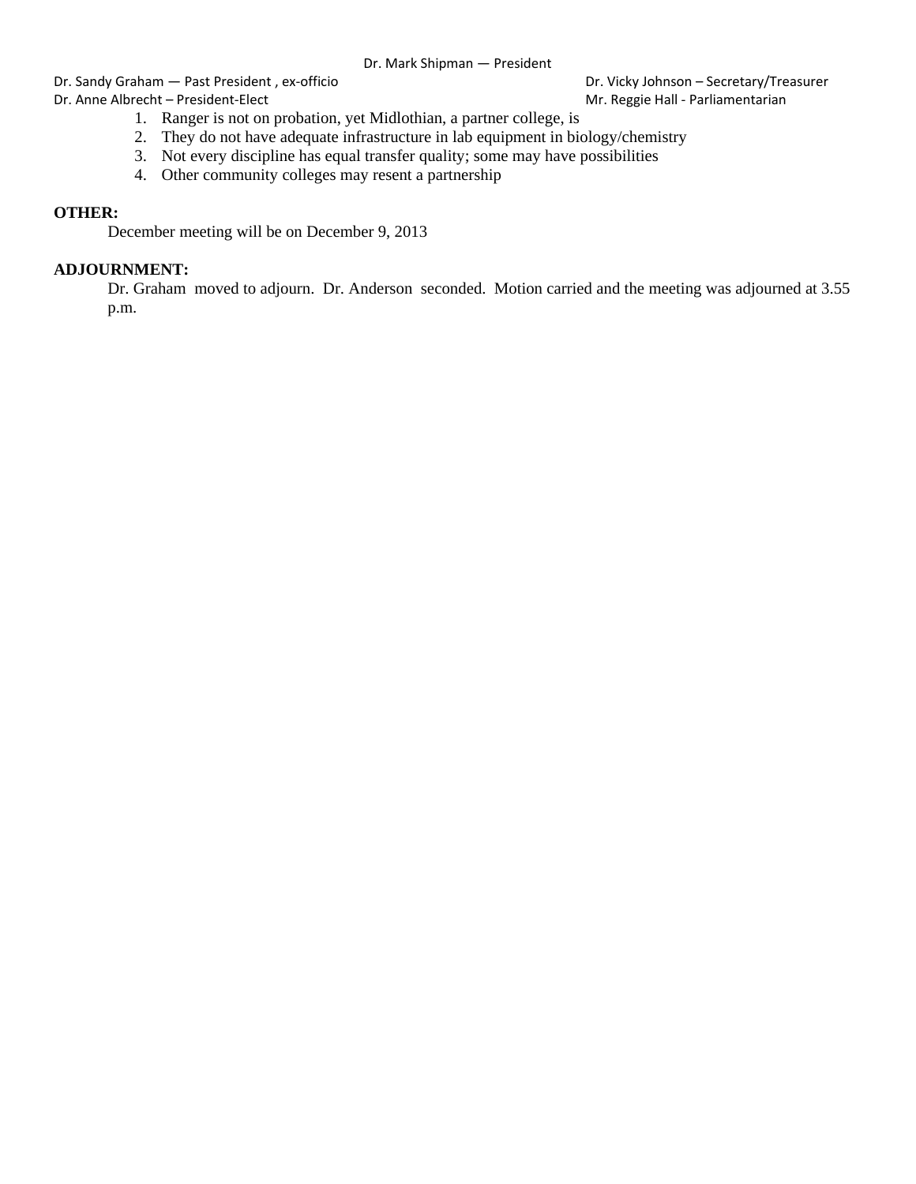1. Ranger is not on probation, yet Midlothian, a partner college, is
2. They do not have adequate infrastructure in lab equipment in biology/chemistry
3. Not every discipline has equal transfer quality; some may have possibilities
4. Other community colleges may resent a partnership

**OTHER:**

December meeting will be on December 9, 2013

**ADJOURNMENT:**

Dr. Graham moved to adjourn. Dr. Anderson seconded. Motion carried and the meeting was adjourned at 3.55 p.m.